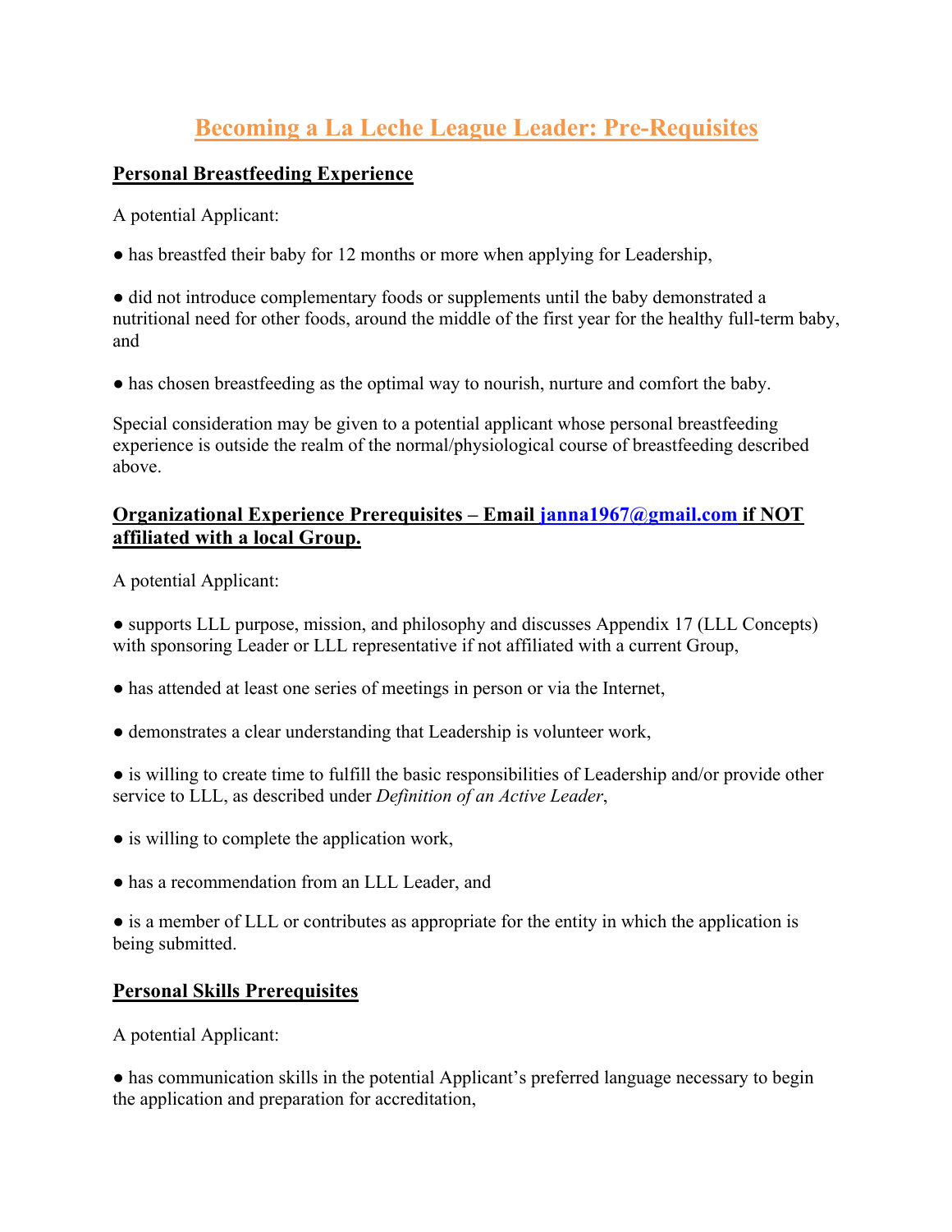# Becoming a La Leche League Leader: Pre-Requisites

## Personal Breastfeeding Experience

A potential Applicant:

- has breastfed their baby for 12 months or more when applying for Leadership,
- did not introduce complementary foods or supplements until the baby demonstrated a nutritional need for other foods, around the middle of the first year for the healthy full-term baby, and
- has chosen breastfeeding as the optimal way to nourish, nurture and comfort the baby.

Special consideration may be given to a potential applicant whose personal breastfeeding experience is outside the realm of the normal/physiological course of breastfeeding described above.

## Organizational Experience Prerequisites – Email janna1967@gmail.com if NOT affiliated with a local Group.

A potential Applicant:

- supports LLL purpose, mission, and philosophy and discusses Appendix 17 (LLL Concepts) with sponsoring Leader or LLL representative if not affiliated with a current Group,
- has attended at least one series of meetings in person or via the Internet,
- demonstrates a clear understanding that Leadership is volunteer work,
- is willing to create time to fulfill the basic responsibilities of Leadership and/or provide other service to LLL, as described under *Definition of an Active Leader*,
- is willing to complete the application work,
- has a recommendation from an LLL Leader, and
- is a member of LLL or contributes as appropriate for the entity in which the application is being submitted.

## Personal Skills Prerequisites

A potential Applicant:

- has communication skills in the potential Applicant's preferred language necessary to begin the application and preparation for accreditation,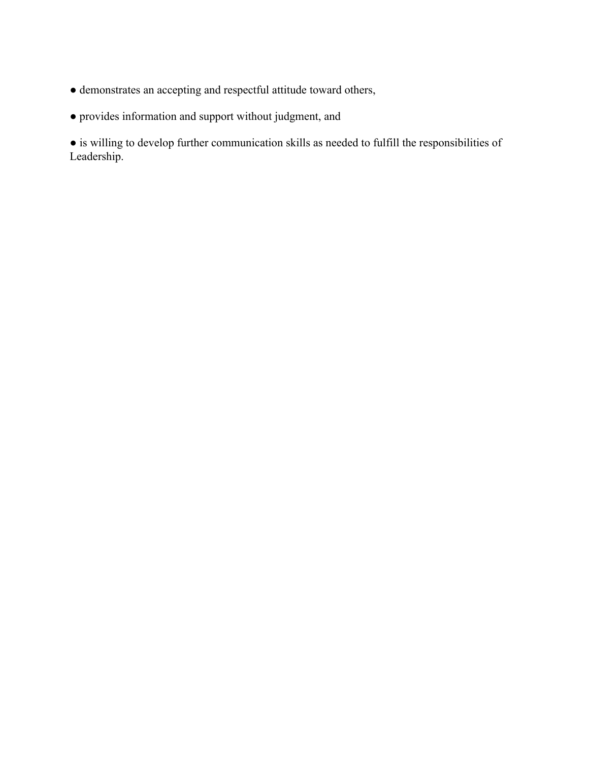- demonstrates an accepting and respectful attitude toward others,
- provides information and support without judgment, and
- is willing to develop further communication skills as needed to fulfill the responsibilities of Leadership.